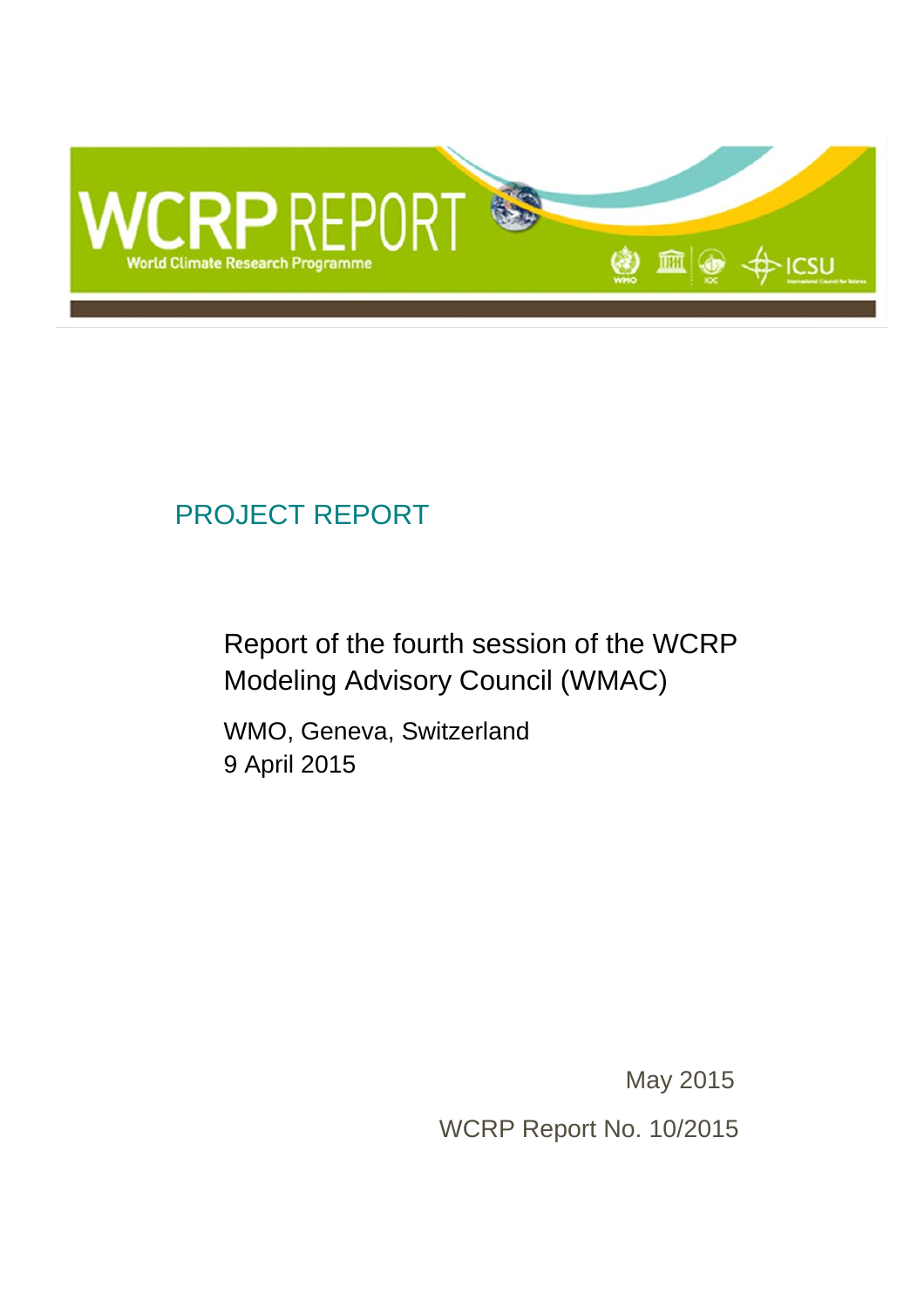WCRP REPORT

World Climate Research Programme

PROJECT REPORT

# Report of the fourth session of the WCRP Modeling Advisory Council (WMAC)

WMO, Geneva, Switzerland
9 April 2015

May 2015

WCRP Report No. 10/2015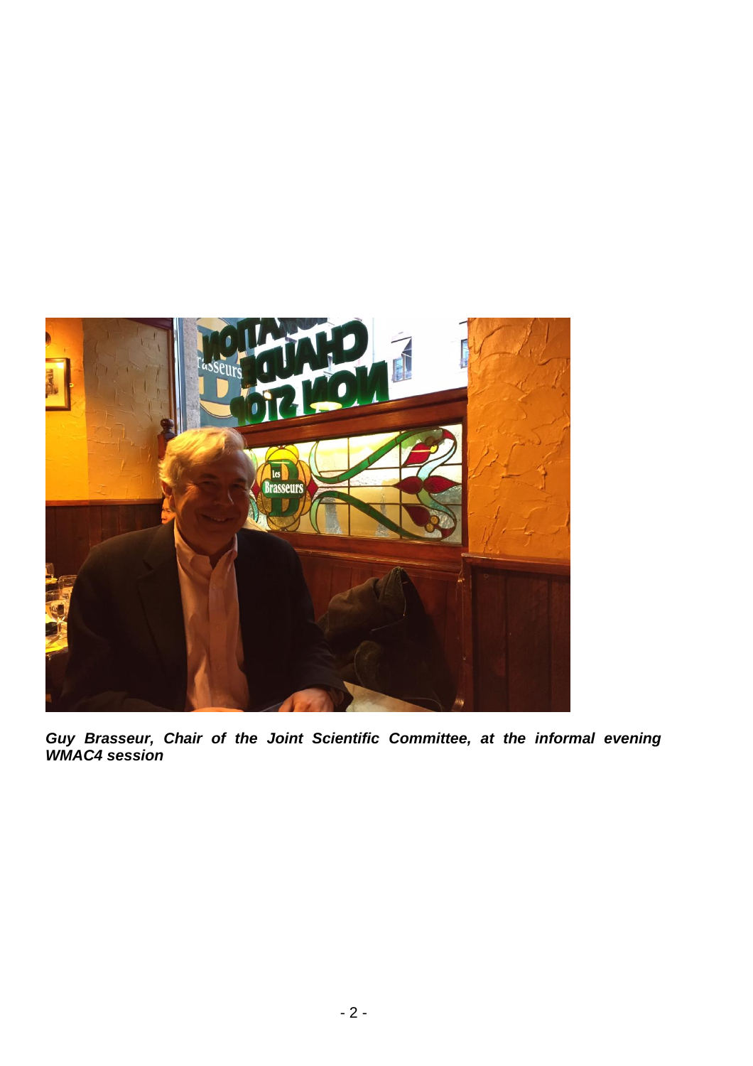***Guy Brasseur, Chair of the Joint Scientific Committee, at the informal evening WMAC4 session***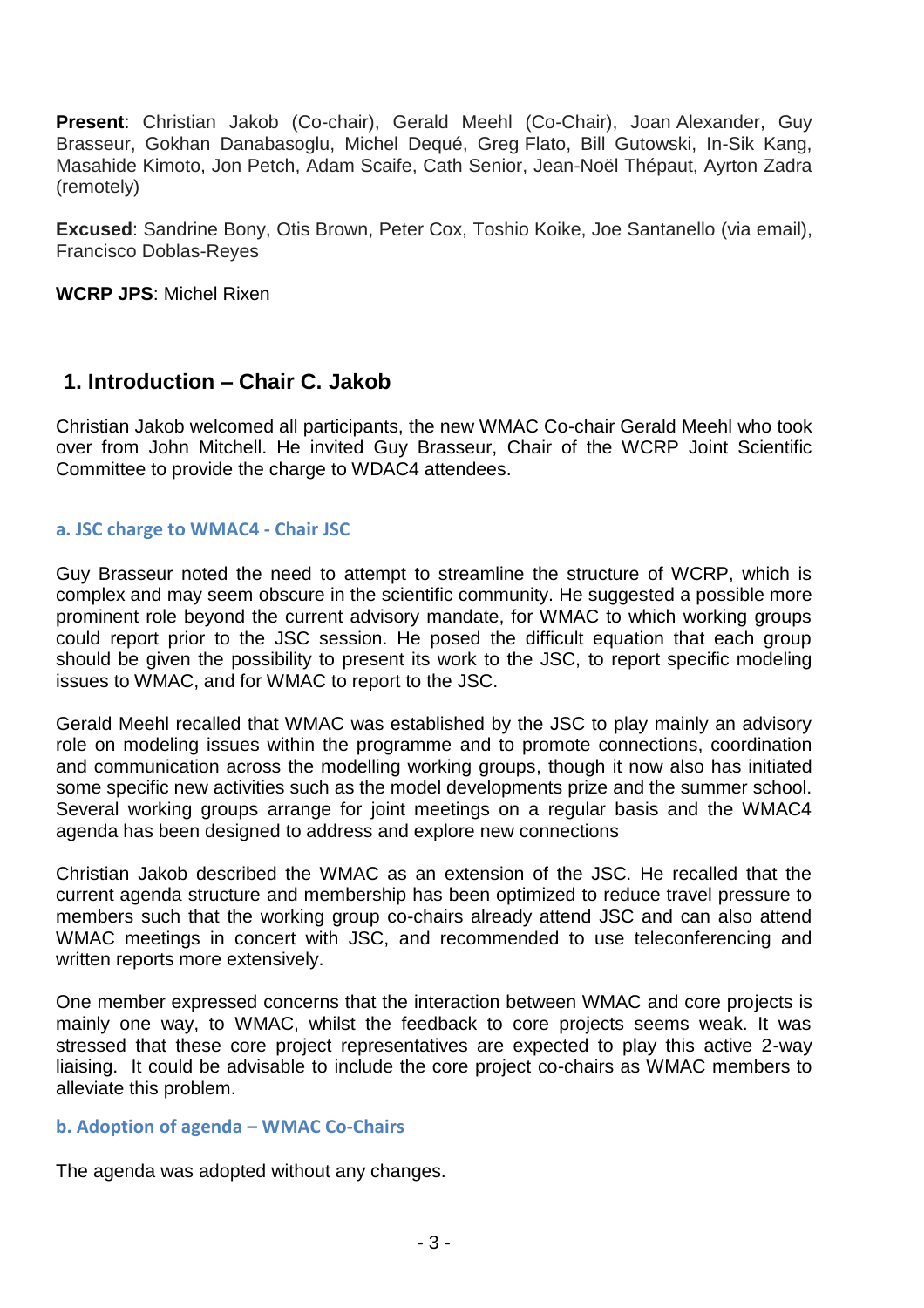**Present**: Christian Jakob (Co-chair), Gerald Meehl (Co-Chair), Joan Alexander, Guy Brasseur, Gokhan Danabasoglu, Michel Dequé, Greg Flato, Bill Gutowski, In-Sik Kang, Masahide Kimoto, Jon Petch, Adam Scaife, Cath Senior, Jean-Noël Thépaut, Ayrton Zadra (remotely)

**Excused**: Sandrine Bony, Otis Brown, Peter Cox, Toshio Koike, Joe Santanello (via email), Francisco Doblas-Reyes

**WCRP JPS**: Michel Rixen

## 1. Introduction – Chair C. Jakob

Christian Jakob welcomed all participants, the new WMAC Co-chair Gerald Meehl who took over from John Mitchell. He invited Guy Brasseur, Chair of the WCRP Joint Scientific Committee to provide the charge to WDAC4 attendees.

### a. JSC charge to WMAC4 - Chair JSC

Guy Brasseur noted the need to attempt to streamline the structure of WCRP, which is complex and may seem obscure in the scientific community. He suggested a possible more prominent role beyond the current advisory mandate, for WMAC to which working groups could report prior to the JSC session. He posed the difficult equation that each group should be given the possibility to present its work to the JSC, to report specific modeling issues to WMAC, and for WMAC to report to the JSC.

Gerald Meehl recalled that WMAC was established by the JSC to play mainly an advisory role on modeling issues within the programme and to promote connections, coordination and communication across the modelling working groups, though it now also has initiated some specific new activities such as the model developments prize and the summer school. Several working groups arrange for joint meetings on a regular basis and the WMAC4 agenda has been designed to address and explore new connections

Christian Jakob described the WMAC as an extension of the JSC. He recalled that the current agenda structure and membership has been optimized to reduce travel pressure to members such that the working group co-chairs already attend JSC and can also attend WMAC meetings in concert with JSC, and recommended to use teleconferencing and written reports more extensively.

One member expressed concerns that the interaction between WMAC and core projects is mainly one way, to WMAC, whilst the feedback to core projects seems weak. It was stressed that these core project representatives are expected to play this active 2-way liaising. It could be advisable to include the core project co-chairs as WMAC members to alleviate this problem.

### b. Adoption of agenda – WMAC Co-Chairs

The agenda was adopted without any changes.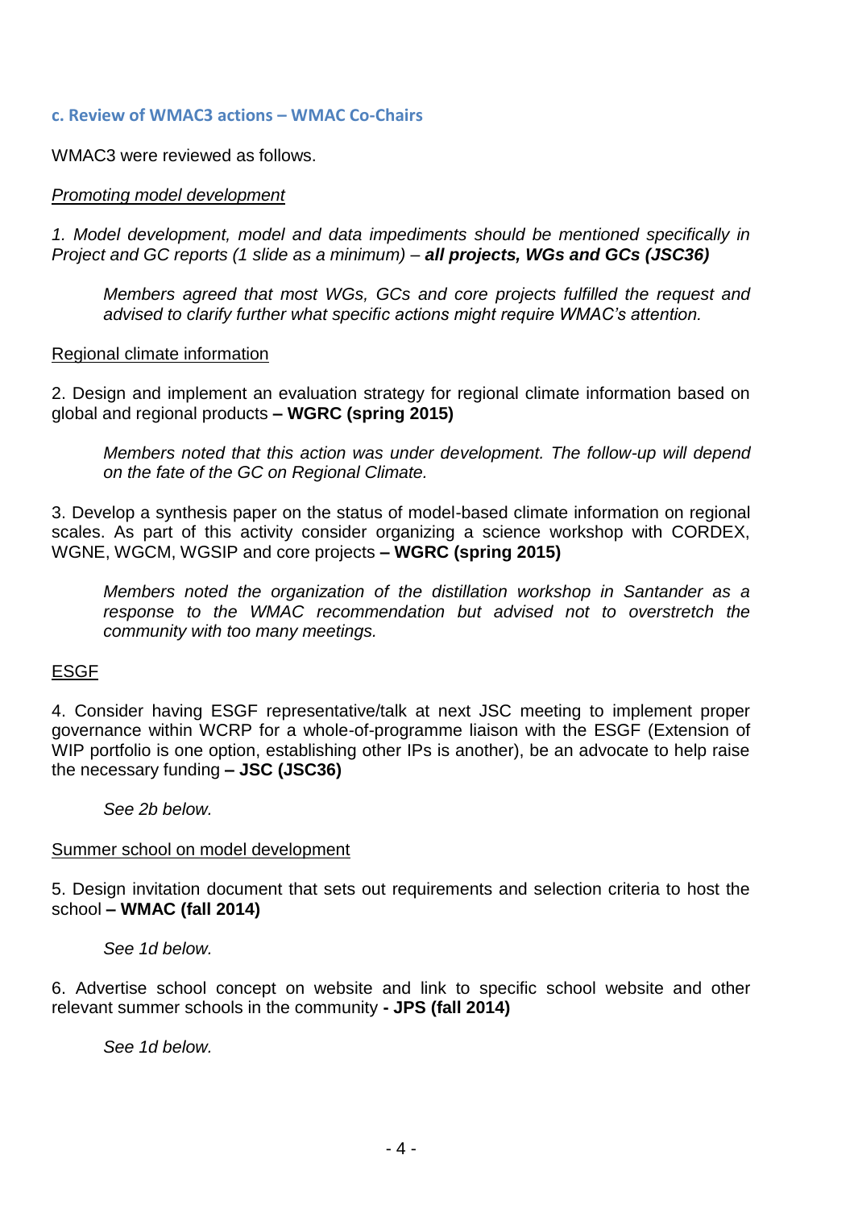### c. Review of WMAC3 actions – WMAC Co-Chairs

WMAC3 were reviewed as follows.

*Promoting model development*

*1. Model development, model and data impediments should be mentioned specifically in Project and GC reports (1 slide as a minimum) – **all projects, WGs and GCs (JSC36)***

> *Members agreed that most WGs, GCs and core projects fulfilled the request and advised to clarify further what specific actions might require WMAC's attention.*

Regional climate information

2. Design and implement an evaluation strategy for regional climate information based on global and regional products **– WGRC (spring 2015)**

> *Members noted that this action was under development. The follow-up will depend on the fate of the GC on Regional Climate.*

3. Develop a synthesis paper on the status of model-based climate information on regional scales. As part of this activity consider organizing a science workshop with CORDEX, WGNE, WGCM, WGSIP and core projects **– WGRC (spring 2015)**

> *Members noted the organization of the distillation workshop in Santander as a response to the WMAC recommendation but advised not to overstretch the community with too many meetings.*

ESGF

4. Consider having ESGF representative/talk at next JSC meeting to implement proper governance within WCRP for a whole-of-programme liaison with the ESGF (Extension of WIP portfolio is one option, establishing other IPs is another), be an advocate to help raise the necessary funding **– JSC (JSC36)**

> *See 2b below.*

Summer school on model development

5. Design invitation document that sets out requirements and selection criteria to host the school **– WMAC (fall 2014)**

> *See 1d below.*

6. Advertise school concept on website and link to specific school website and other relevant summer schools in the community **- JPS (fall 2014)**

> *See 1d below.*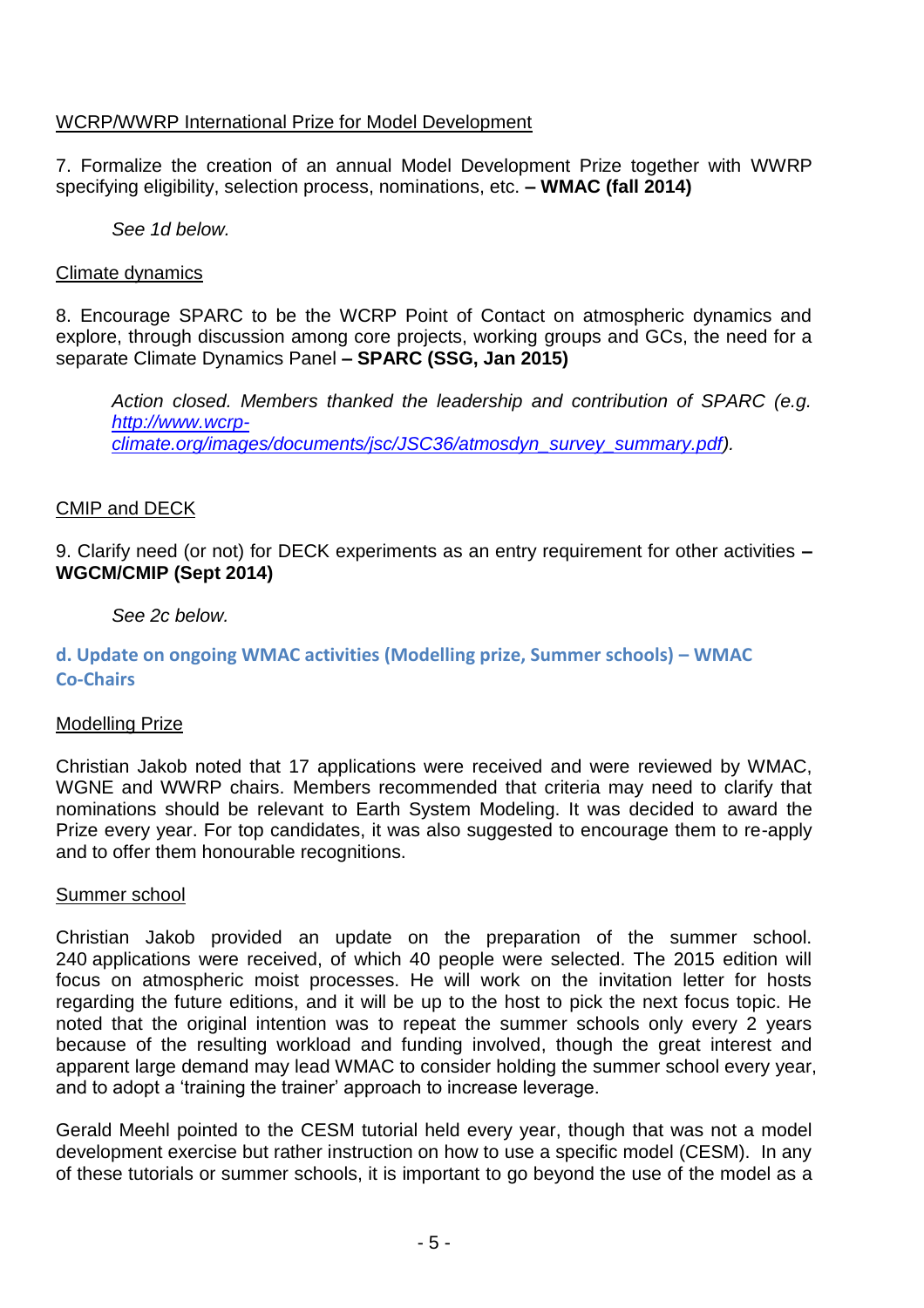WCRP/WWRP International Prize for Model Development

7. Formalize the creation of an annual Model Development Prize together with WWRP specifying eligibility, selection process, nominations, etc. **– WMAC (fall 2014)**

*See 1d below.*

Climate dynamics

8. Encourage SPARC to be the WCRP Point of Contact on atmospheric dynamics and explore, through discussion among core projects, working groups and GCs, the need for a separate Climate Dynamics Panel **– SPARC (SSG, Jan 2015)**

*Action closed. Members thanked the leadership and contribution of SPARC (e.g. [http://www.wcrp-climate.org/images/documents/jsc/JSC36/atmosdyn_survey_summary.pdf](http://www.wcrp-climate.org/images/documents/jsc/JSC36/atmosdyn_survey_summary.pdf)).*

CMIP and DECK

9. Clarify need (or not) for DECK experiments as an entry requirement for other activities **– WGCM/CMIP (Sept 2014)**

*See 2c below.*

### d. Update on ongoing WMAC activities (Modelling prize, Summer schools) – WMAC Co-Chairs

Modelling Prize

Christian Jakob noted that 17 applications were received and were reviewed by WMAC, WGNE and WWRP chairs. Members recommended that criteria may need to clarify that nominations should be relevant to Earth System Modeling. It was decided to award the Prize every year. For top candidates, it was also suggested to encourage them to re-apply and to offer them honourable recognitions.

Summer school

Christian Jakob provided an update on the preparation of the summer school. 240 applications were received, of which 40 people were selected. The 2015 edition will focus on atmospheric moist processes. He will work on the invitation letter for hosts regarding the future editions, and it will be up to the host to pick the next focus topic. He noted that the original intention was to repeat the summer schools only every 2 years because of the resulting workload and funding involved, though the great interest and apparent large demand may lead WMAC to consider holding the summer school every year, and to adopt a 'training the trainer' approach to increase leverage.

Gerald Meehl pointed to the CESM tutorial held every year, though that was not a model development exercise but rather instruction on how to use a specific model (CESM). In any of these tutorials or summer schools, it is important to go beyond the use of the model as a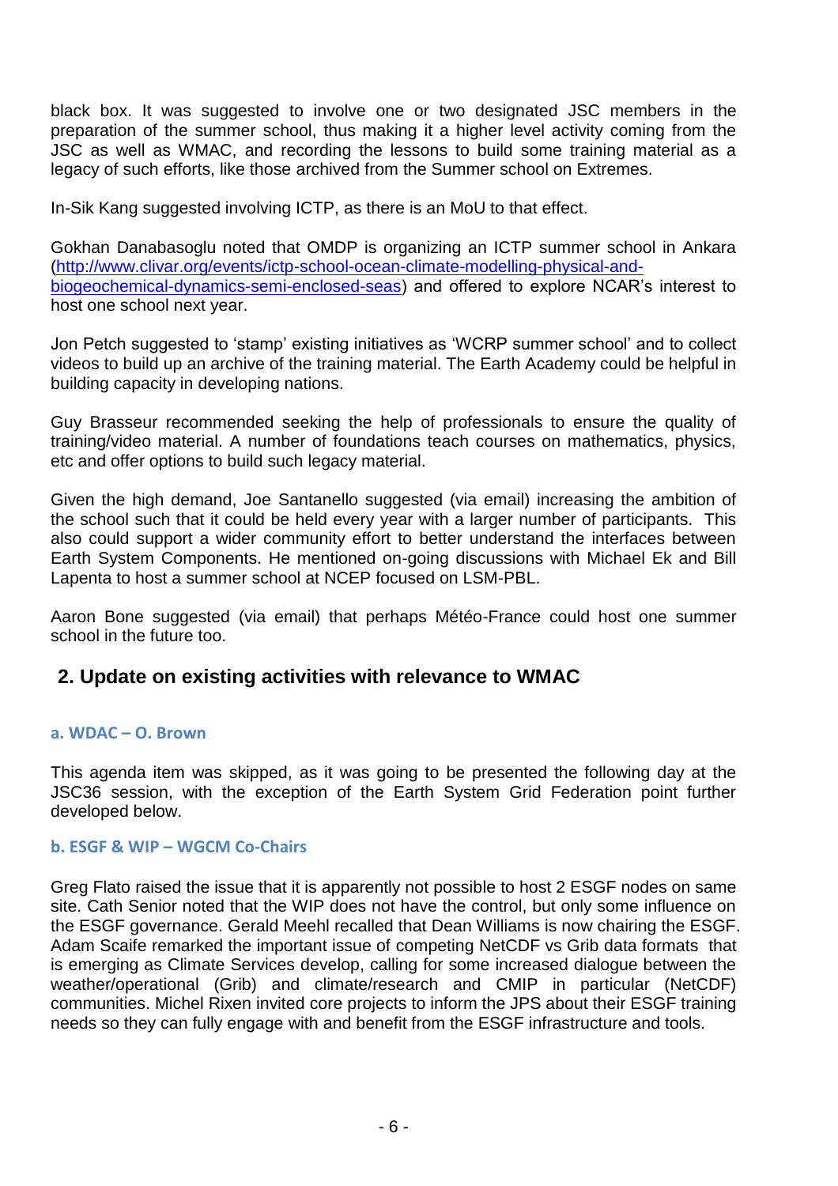black box. It was suggested to involve one or two designated JSC members in the preparation of the summer school, thus making it a higher level activity coming from the JSC as well as WMAC, and recording the lessons to build some training material as a legacy of such efforts, like those archived from the Summer school on Extremes.

In-Sik Kang suggested involving ICTP, as there is an MoU to that effect.

Gokhan Danabasoglu noted that OMDP is organizing an ICTP summer school in Ankara (http://www.clivar.org/events/ictp-school-ocean-climate-modelling-physical-and-biogeochemical-dynamics-semi-enclosed-seas) and offered to explore NCAR's interest to host one school next year.

Jon Petch suggested to 'stamp' existing initiatives as 'WCRP summer school' and to collect videos to build up an archive of the training material. The Earth Academy could be helpful in building capacity in developing nations.

Guy Brasseur recommended seeking the help of professionals to ensure the quality of training/video material. A number of foundations teach courses on mathematics, physics, etc and offer options to build such legacy material.

Given the high demand, Joe Santanello suggested (via email) increasing the ambition of the school such that it could be held every year with a larger number of participants. This also could support a wider community effort to better understand the interfaces between Earth System Components. He mentioned on-going discussions with Michael Ek and Bill Lapenta to host a summer school at NCEP focused on LSM-PBL.

Aaron Bone suggested (via email) that perhaps Météo-France could host one summer school in the future too.

## 2. Update on existing activities with relevance to WMAC

### a. WDAC – O. Brown

This agenda item was skipped, as it was going to be presented the following day at the JSC36 session, with the exception of the Earth System Grid Federation point further developed below.

### b. ESGF & WIP – WGCM Co-Chairs

Greg Flato raised the issue that it is apparently not possible to host 2 ESGF nodes on same site. Cath Senior noted that the WIP does not have the control, but only some influence on the ESGF governance. Gerald Meehl recalled that Dean Williams is now chairing the ESGF. Adam Scaife remarked the important issue of competing NetCDF vs Grib data formats that is emerging as Climate Services develop, calling for some increased dialogue between the weather/operational (Grib) and climate/research and CMIP in particular (NetCDF) communities. Michel Rixen invited core projects to inform the JPS about their ESGF training needs so they can fully engage with and benefit from the ESGF infrastructure and tools.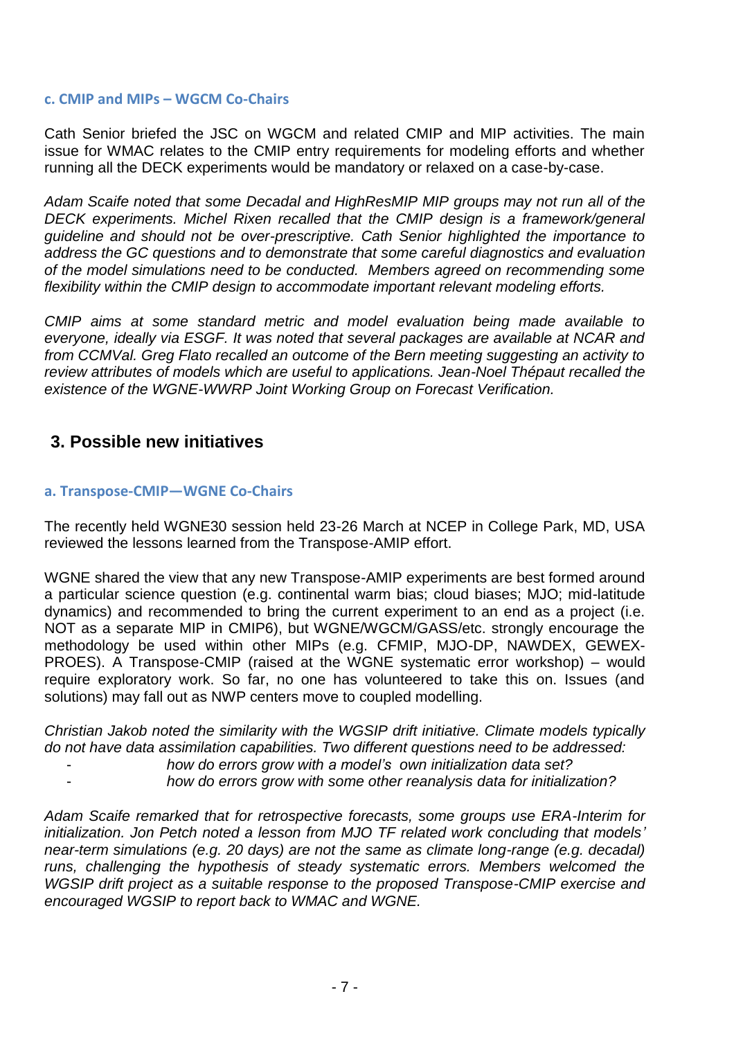#### c. CMIP and MIPs – WGCM Co-Chairs

Cath Senior briefed the JSC on WGCM and related CMIP and MIP activities. The main issue for WMAC relates to the CMIP entry requirements for modeling efforts and whether running all the DECK experiments would be mandatory or relaxed on a case-by-case.

*Adam Scaife noted that some Decadal and HighResMIP MIP groups may not run all of the DECK experiments. Michel Rixen recalled that the CMIP design is a framework/general guideline and should not be over-prescriptive. Cath Senior highlighted the importance to address the GC questions and to demonstrate that some careful diagnostics and evaluation of the model simulations need to be conducted. Members agreed on recommending some flexibility within the CMIP design to accommodate important relevant modeling efforts.*

*CMIP aims at some standard metric and model evaluation being made available to everyone, ideally via ESGF. It was noted that several packages are available at NCAR and from CCMVal. Greg Flato recalled an outcome of the Bern meeting suggesting an activity to review attributes of models which are useful to applications. Jean-Noel Thépaut recalled the existence of the WGNE-WWRP Joint Working Group on Forecast Verification.*

## 3. Possible new initiatives

#### a. Transpose-CMIP—WGNE Co-Chairs

The recently held WGNE30 session held 23-26 March at NCEP in College Park, MD, USA reviewed the lessons learned from the Transpose-AMIP effort.

WGNE shared the view that any new Transpose-AMIP experiments are best formed around a particular science question (e.g. continental warm bias; cloud biases; MJO; mid-latitude dynamics) and recommended to bring the current experiment to an end as a project (i.e. NOT as a separate MIP in CMIP6), but WGNE/WGCM/GASS/etc. strongly encourage the methodology be used within other MIPs (e.g. CFMIP, MJO-DP, NAWDEX, GEWEX-PROES). A Transpose-CMIP (raised at the WGNE systematic error workshop) – would require exploratory work. So far, no one has volunteered to take this on. Issues (and solutions) may fall out as NWP centers move to coupled modelling.

*Christian Jakob noted the similarity with the WGSIP drift initiative. Climate models typically do not have data assimilation capabilities. Two different questions need to be addressed:*

- *how do errors grow with a model's own initialization data set?*
- *how do errors grow with some other reanalysis data for initialization?*

*Adam Scaife remarked that for retrospective forecasts, some groups use ERA-Interim for initialization. Jon Petch noted a lesson from MJO TF related work concluding that models' near-term simulations (e.g. 20 days) are not the same as climate long-range (e.g. decadal) runs, challenging the hypothesis of steady systematic errors. Members welcomed the WGSIP drift project as a suitable response to the proposed Transpose-CMIP exercise and encouraged WGSIP to report back to WMAC and WGNE.*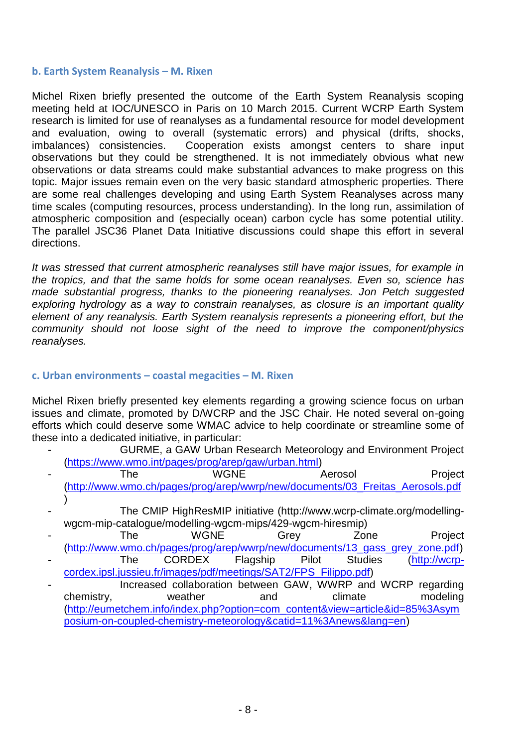### b. Earth System Reanalysis – M. Rixen

Michel Rixen briefly presented the outcome of the Earth System Reanalysis scoping meeting held at IOC/UNESCO in Paris on 10 March 2015. Current WCRP Earth System research is limited for use of reanalyses as a fundamental resource for model development and evaluation, owing to overall (systematic errors) and physical (drifts, shocks, imbalances) consistencies. Cooperation exists amongst centers to share input observations but they could be strengthened. It is not immediately obvious what new observations or data streams could make substantial advances to make progress on this topic. Major issues remain even on the very basic standard atmospheric properties. There are some real challenges developing and using Earth System Reanalyses across many time scales (computing resources, process understanding). In the long run, assimilation of atmospheric composition and (especially ocean) carbon cycle has some potential utility. The parallel JSC36 Planet Data Initiative discussions could shape this effort in several directions.

*It was stressed that current atmospheric reanalyses still have major issues, for example in the tropics, and that the same holds for some ocean reanalyses. Even so, science has made substantial progress, thanks to the pioneering reanalyses. Jon Petch suggested exploring hydrology as a way to constrain reanalyses, as closure is an important quality element of any reanalysis. Earth System reanalysis represents a pioneering effort, but the community should not loose sight of the need to improve the component/physics reanalyses.*

### c. Urban environments – coastal megacities – M. Rixen

Michel Rixen briefly presented key elements regarding a growing science focus on urban issues and climate, promoted by D/WCRP and the JSC Chair. He noted several on-going efforts which could deserve some WMAC advice to help coordinate or streamline some of these into a dedicated initiative, in particular:

- GURME, a GAW Urban Research Meteorology and Environment Project (https://www.wmo.int/pages/prog/arep/gaw/urban.html)
- The WGNE Aerosol Project (http://www.wmo.ch/pages/prog/arep/wwrp/new/documents/03_Freitas_Aerosols.pdf)
- The CMIP HighResMIP initiative (http://www.wcrp-climate.org/modelling-wgcm-mip-catalogue/modelling-wgcm-mips/429-wgcm-hiresmip)
- The WGNE Grey Zone Project (http://www.wmo.ch/pages/prog/arep/wwrp/new/documents/13_gass_grey_zone.pdf)
- The CORDEX Flagship Pilot Studies (http://wcrp-cordex.ipsl.jussieu.fr/images/pdf/meetings/SAT2/FPS_Filippo.pdf)
- Increased collaboration between GAW, WWRP and WCRP regarding chemistry, weather and climate modeling (http://eumetchem.info/index.php?option=com_content&view=article&id=85%3Asymposium-on-coupled-chemistry-meteorology&catid=11%3Anews&lang=en)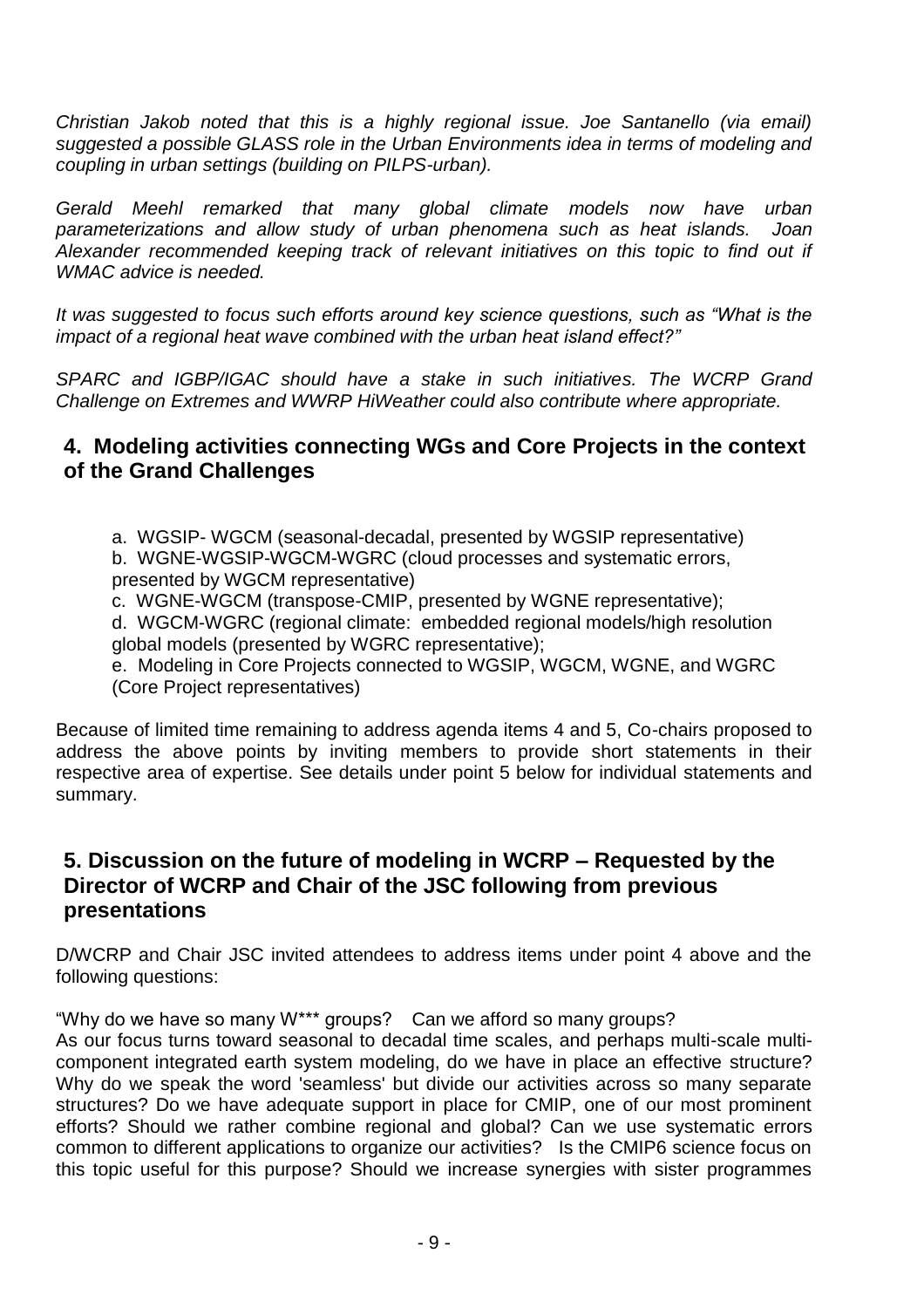*Christian Jakob noted that this is a highly regional issue. Joe Santanello (via email) suggested a possible GLASS role in the Urban Environments idea in terms of modeling and coupling in urban settings (building on PILPS-urban).*

*Gerald Meehl remarked that many global climate models now have urban parameterizations and allow study of urban phenomena such as heat islands. Joan Alexander recommended keeping track of relevant initiatives on this topic to find out if WMAC advice is needed.*

*It was suggested to focus such efforts around key science questions, such as "What is the impact of a regional heat wave combined with the urban heat island effect?"*

*SPARC and IGBP/IGAC should have a stake in such initiatives. The WCRP Grand Challenge on Extremes and WWRP HiWeather could also contribute where appropriate.*

## 4. Modeling activities connecting WGs and Core Projects in the context of the Grand Challenges

a. WGSIP- WGCM (seasonal-decadal, presented by WGSIP representative)
b. WGNE-WGSIP-WGCM-WGRC (cloud processes and systematic errors, presented by WGCM representative)
c. WGNE-WGCM (transpose-CMIP, presented by WGNE representative);
d. WGCM-WGRC (regional climate: embedded regional models/high resolution global models (presented by WGRC representative);
e. Modeling in Core Projects connected to WGSIP, WGCM, WGNE, and WGRC (Core Project representatives)

Because of limited time remaining to address agenda items 4 and 5, Co-chairs proposed to address the above points by inviting members to provide short statements in their respective area of expertise. See details under point 5 below for individual statements and summary.

## 5. Discussion on the future of modeling in WCRP – Requested by the Director of WCRP and Chair of the JSC following from previous presentations

D/WCRP and Chair JSC invited attendees to address items under point 4 above and the following questions:

"Why do we have so many W*** groups? Can we afford so many groups?
As our focus turns toward seasonal to decadal time scales, and perhaps multi-scale multi-component integrated earth system modeling, do we have in place an effective structure? Why do we speak the word 'seamless' but divide our activities across so many separate structures? Do we have adequate support in place for CMIP, one of our most prominent efforts? Should we rather combine regional and global? Can we use systematic errors common to different applications to organize our activities? Is the CMIP6 science focus on this topic useful for this purpose? Should we increase synergies with sister programmes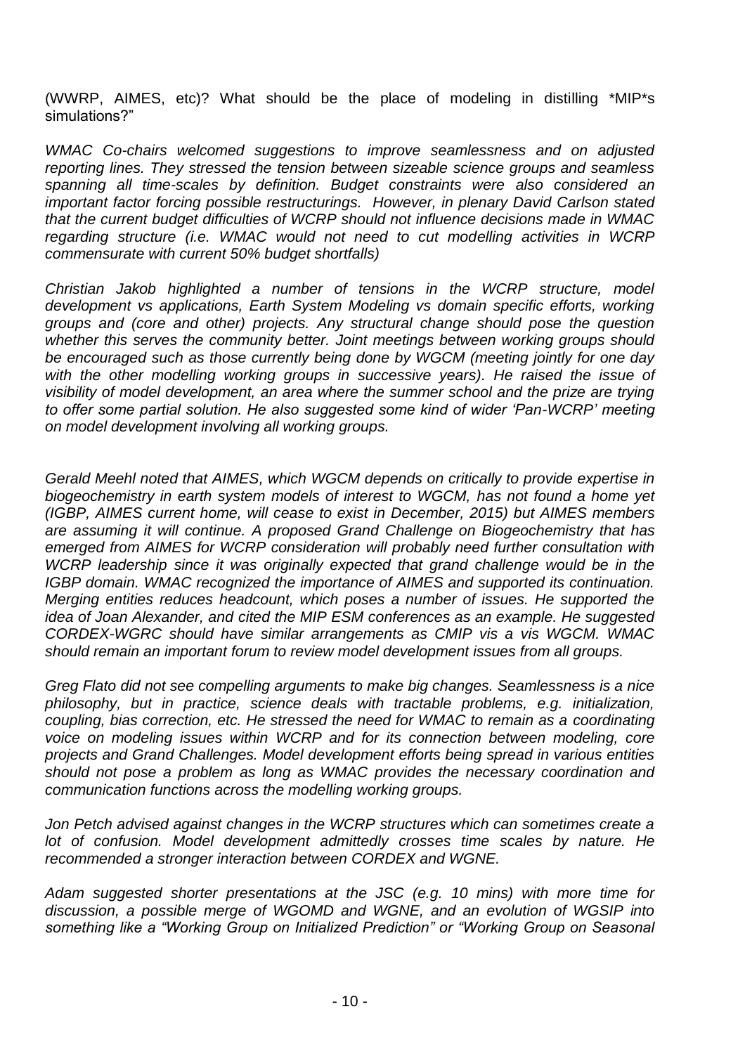(WWRP, AIMES, etc)? What should be the place of modeling in distilling *MIP*s simulations?"

*WMAC Co-chairs welcomed suggestions to improve seamlessness and on adjusted reporting lines. They stressed the tension between sizeable science groups and seamless spanning all time-scales by definition. Budget constraints were also considered an important factor forcing possible restructurings. However, in plenary David Carlson stated that the current budget difficulties of WCRP should not influence decisions made in WMAC regarding structure (i.e. WMAC would not need to cut modelling activities in WCRP commensurate with current 50% budget shortfalls)*

*Christian Jakob highlighted a number of tensions in the WCRP structure, model development vs applications, Earth System Modeling vs domain specific efforts, working groups and (core and other) projects. Any structural change should pose the question whether this serves the community better. Joint meetings between working groups should be encouraged such as those currently being done by WGCM (meeting jointly for one day with the other modelling working groups in successive years). He raised the issue of visibility of model development, an area where the summer school and the prize are trying to offer some partial solution. He also suggested some kind of wider 'Pan-WCRP' meeting on model development involving all working groups.*

*Gerald Meehl noted that AIMES, which WGCM depends on critically to provide expertise in biogeochemistry in earth system models of interest to WGCM, has not found a home yet (IGBP, AIMES current home, will cease to exist in December, 2015) but AIMES members are assuming it will continue. A proposed Grand Challenge on Biogeochemistry that has emerged from AIMES for WCRP consideration will probably need further consultation with WCRP leadership since it was originally expected that grand challenge would be in the IGBP domain. WMAC recognized the importance of AIMES and supported its continuation. Merging entities reduces headcount, which poses a number of issues. He supported the idea of Joan Alexander, and cited the MIP ESM conferences as an example. He suggested CORDEX-WGRC should have similar arrangements as CMIP vis a vis WGCM. WMAC should remain an important forum to review model development issues from all groups.*

*Greg Flato did not see compelling arguments to make big changes. Seamlessness is a nice philosophy, but in practice, science deals with tractable problems, e.g. initialization, coupling, bias correction, etc. He stressed the need for WMAC to remain as a coordinating voice on modeling issues within WCRP and for its connection between modeling, core projects and Grand Challenges. Model development efforts being spread in various entities should not pose a problem as long as WMAC provides the necessary coordination and communication functions across the modelling working groups.*

*Jon Petch advised against changes in the WCRP structures which can sometimes create a lot of confusion. Model development admittedly crosses time scales by nature. He recommended a stronger interaction between CORDEX and WGNE.*

*Adam suggested shorter presentations at the JSC (e.g. 10 mins) with more time for discussion, a possible merge of WGOMD and WGNE, and an evolution of WGSIP into something like a "Working Group on Initialized Prediction" or "Working Group on Seasonal*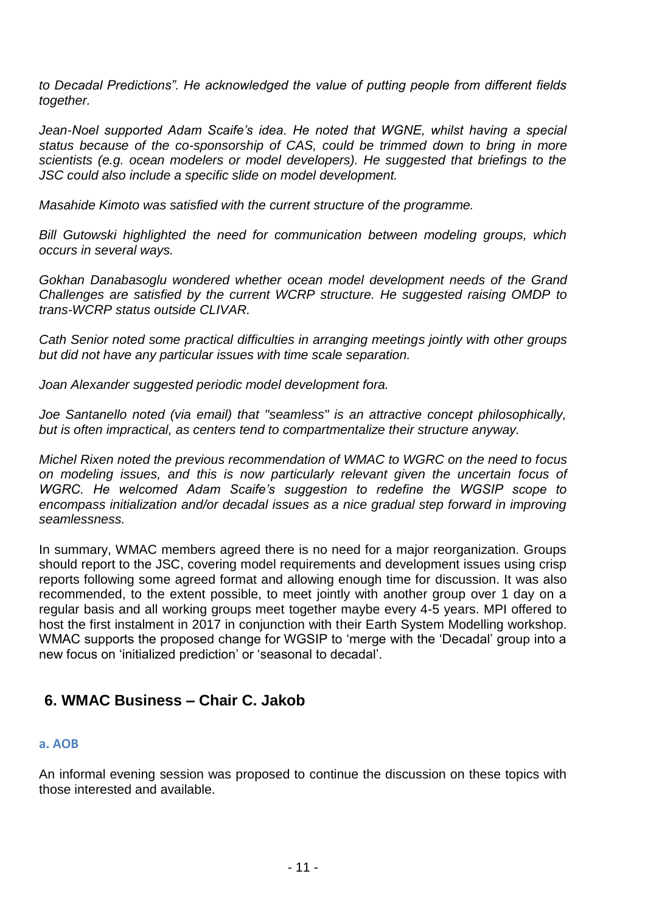*to Decadal Predictions". He acknowledged the value of putting people from different fields together.*

*Jean-Noel supported Adam Scaife's idea. He noted that WGNE, whilst having a special status because of the co-sponsorship of CAS, could be trimmed down to bring in more scientists (e.g. ocean modelers or model developers). He suggested that briefings to the JSC could also include a specific slide on model development.*

*Masahide Kimoto was satisfied with the current structure of the programme.*

*Bill Gutowski highlighted the need for communication between modeling groups, which occurs in several ways.*

*Gokhan Danabasoglu wondered whether ocean model development needs of the Grand Challenges are satisfied by the current WCRP structure. He suggested raising OMDP to trans-WCRP status outside CLIVAR.*

*Cath Senior noted some practical difficulties in arranging meetings jointly with other groups but did not have any particular issues with time scale separation.*

*Joan Alexander suggested periodic model development fora.*

*Joe Santanello noted (via email) that "seamless" is an attractive concept philosophically, but is often impractical, as centers tend to compartmentalize their structure anyway.*

*Michel Rixen noted the previous recommendation of WMAC to WGRC on the need to focus on modeling issues, and this is now particularly relevant given the uncertain focus of WGRC. He welcomed Adam Scaife's suggestion to redefine the WGSIP scope to encompass initialization and/or decadal issues as a nice gradual step forward in improving seamlessness.*

In summary, WMAC members agreed there is no need for a major reorganization. Groups should report to the JSC, covering model requirements and development issues using crisp reports following some agreed format and allowing enough time for discussion. It was also recommended, to the extent possible, to meet jointly with another group over 1 day on a regular basis and all working groups meet together maybe every 4-5 years. MPI offered to host the first instalment in 2017 in conjunction with their Earth System Modelling workshop. WMAC supports the proposed change for WGSIP to 'merge with the 'Decadal' group into a new focus on 'initialized prediction' or 'seasonal to decadal'.

## 6. WMAC Business – Chair C. Jakob

### a. AOB

An informal evening session was proposed to continue the discussion on these topics with those interested and available.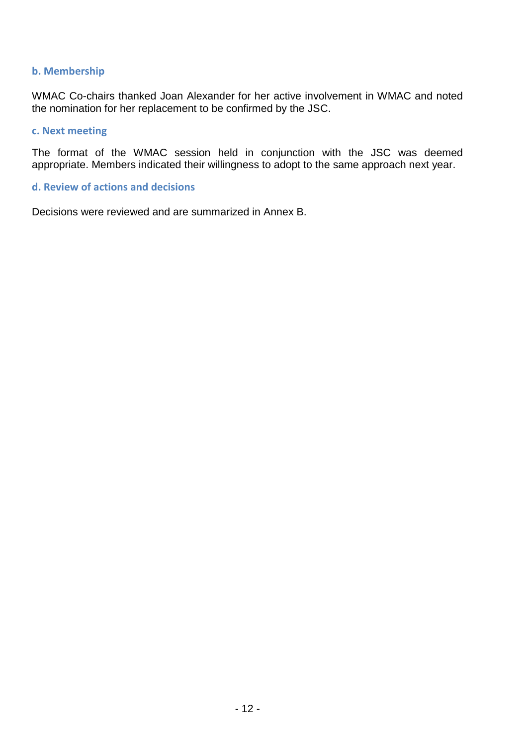### b. Membership

WMAC Co-chairs thanked Joan Alexander for her active involvement in WMAC and noted the nomination for her replacement to be confirmed by the JSC.

### c. Next meeting

The format of the WMAC session held in conjunction with the JSC was deemed appropriate. Members indicated their willingness to adopt to the same approach next year.

### d. Review of actions and decisions

Decisions were reviewed and are summarized in Annex B.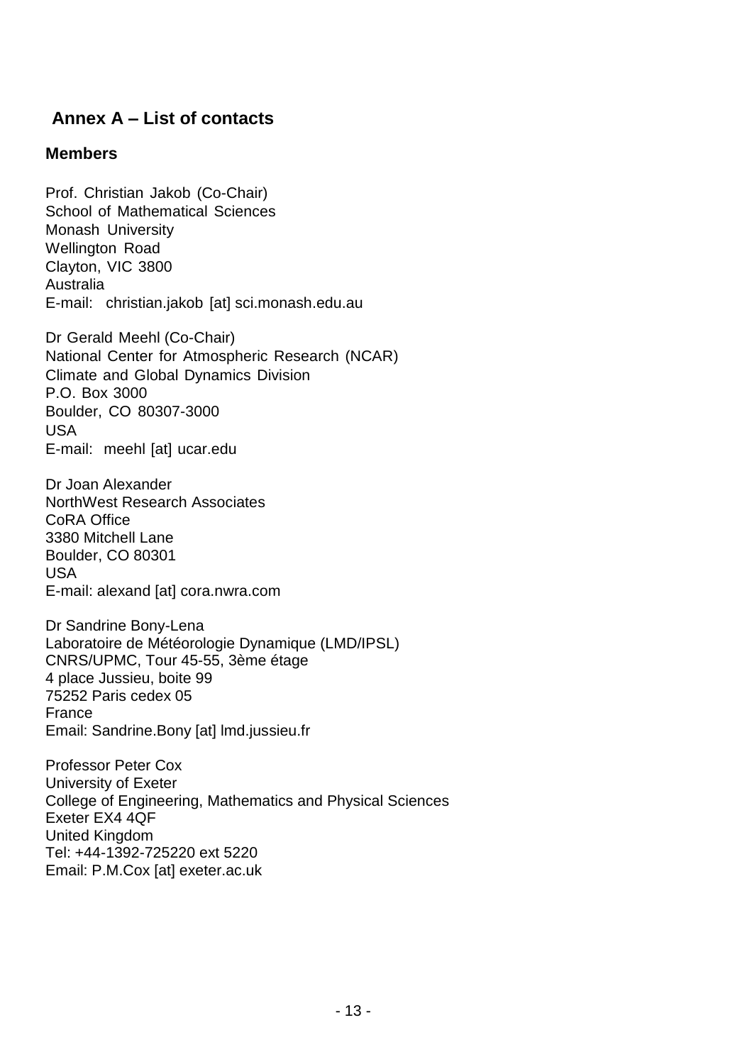## Annex A – List of contacts

### Members

Prof. Christian Jakob (Co-Chair)
School of Mathematical Sciences
Monash University
Wellington Road
Clayton, VIC 3800
Australia
E-mail: christian.jakob [at] sci.monash.edu.au

Dr Gerald Meehl (Co-Chair)
National Center for Atmospheric Research (NCAR)
Climate and Global Dynamics Division
P.O. Box 3000
Boulder, CO 80307-3000
USA
E-mail: meehl [at] ucar.edu

Dr Joan Alexander
NorthWest Research Associates
CoRA Office
3380 Mitchell Lane
Boulder, CO 80301
USA
E-mail: alexand [at] cora.nwra.com

Dr Sandrine Bony-Lena
Laboratoire de Météorologie Dynamique (LMD/IPSL)
CNRS/UPMC, Tour 45-55, 3ème étage
4 place Jussieu, boite 99
75252 Paris cedex 05
France
Email: Sandrine.Bony [at] lmd.jussieu.fr

Professor Peter Cox
University of Exeter
College of Engineering, Mathematics and Physical Sciences
Exeter EX4 4QF
United Kingdom
Tel: +44-1392-725220 ext 5220
Email: P.M.Cox [at] exeter.ac.uk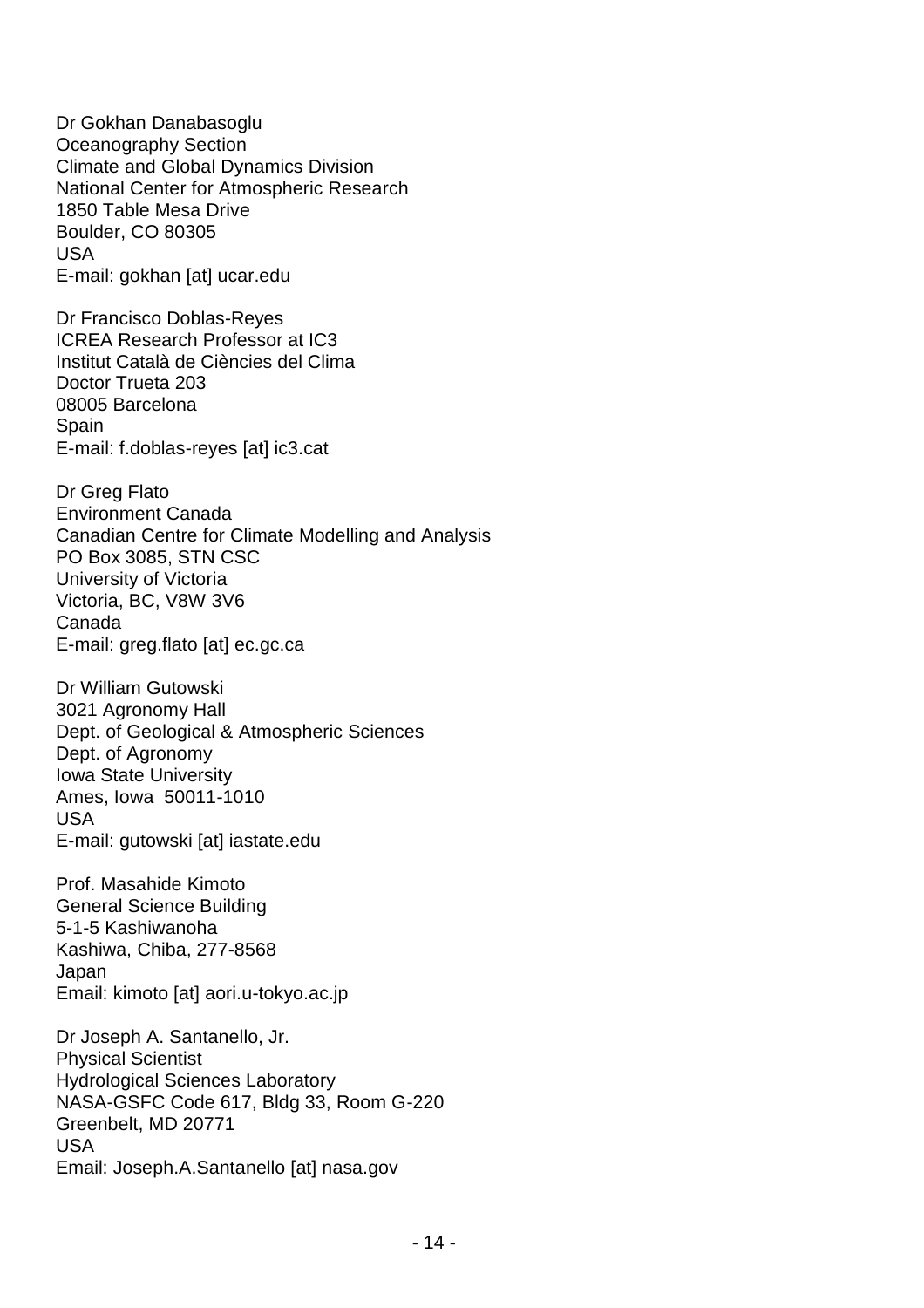Dr Gokhan Danabasoglu
Oceanography Section
Climate and Global Dynamics Division
National Center for Atmospheric Research
1850 Table Mesa Drive
Boulder, CO 80305
USA
E-mail: gokhan [at] ucar.edu

Dr Francisco Doblas-Reyes
ICREA Research Professor at IC3
Institut Català de Ciències del Clima
Doctor Trueta 203
08005 Barcelona
Spain
E-mail: f.doblas-reyes [at] ic3.cat

Dr Greg Flato
Environment Canada
Canadian Centre for Climate Modelling and Analysis
PO Box 3085, STN CSC
University of Victoria
Victoria, BC, V8W 3V6
Canada
E-mail: greg.flato [at] ec.gc.ca

Dr William Gutowski
3021 Agronomy Hall
Dept. of Geological & Atmospheric Sciences
Dept. of Agronomy
Iowa State University
Ames, Iowa 50011-1010
USA
E-mail: gutowski [at] iastate.edu

Prof. Masahide Kimoto
General Science Building
5-1-5 Kashiwanoha
Kashiwa, Chiba, 277-8568
Japan
Email: kimoto [at] aori.u-tokyo.ac.jp

Dr Joseph A. Santanello, Jr.
Physical Scientist
Hydrological Sciences Laboratory
NASA-GSFC Code 617, Bldg 33, Room G-220
Greenbelt, MD 20771
USA
Email: Joseph.A.Santanello [at] nasa.gov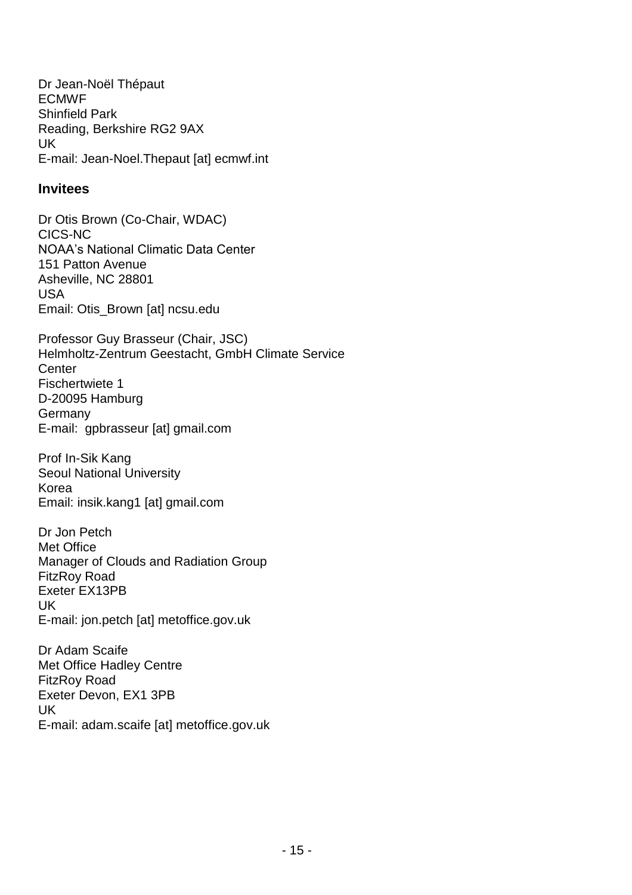Dr Jean-Noël Thépaut
ECMWF
Shinfield Park
Reading, Berkshire RG2 9AX
UK
E-mail: Jean-Noel.Thepaut [at] ecmwf.int

## Invitees

Dr Otis Brown (Co-Chair, WDAC)
CICS-NC
NOAA's National Climatic Data Center
151 Patton Avenue
Asheville, NC 28801
USA
Email: Otis_Brown [at] ncsu.edu

Professor Guy Brasseur (Chair, JSC)
Helmholtz-Zentrum Geestacht, GmbH Climate Service Center
Fischertwiete 1
D-20095 Hamburg
Germany
E-mail: gpbrasseur [at] gmail.com

Prof In-Sik Kang
Seoul National University
Korea
Email: insik.kang1 [at] gmail.com

Dr Jon Petch
Met Office
Manager of Clouds and Radiation Group
FitzRoy Road
Exeter EX13PB
UK
E-mail: jon.petch [at] metoffice.gov.uk

Dr Adam Scaife
Met Office Hadley Centre
FitzRoy Road
Exeter Devon, EX1 3PB
UK
E-mail: adam.scaife [at] metoffice.gov.uk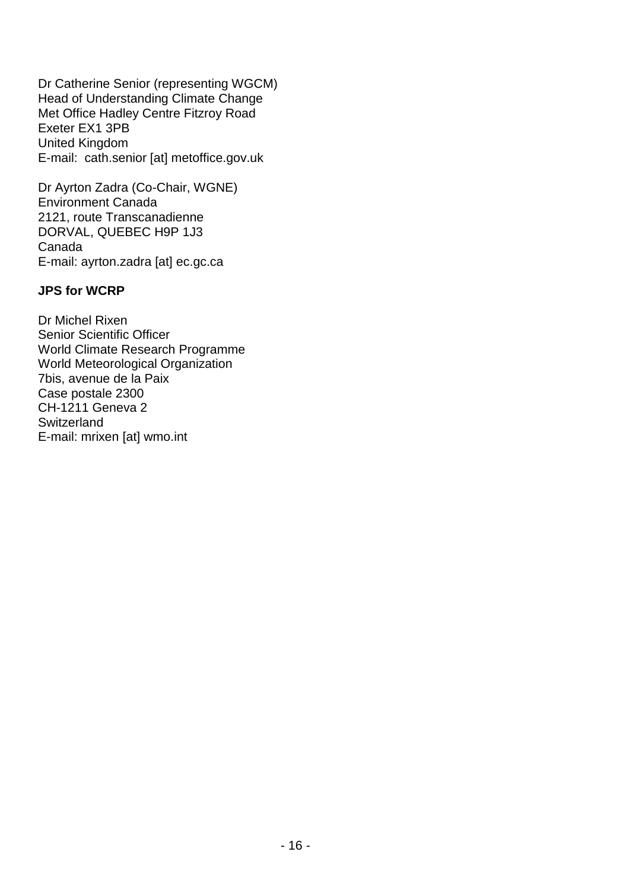Dr Catherine Senior (representing WGCM)
Head of Understanding Climate Change
Met Office Hadley Centre Fitzroy Road
Exeter EX1 3PB
United Kingdom
E-mail: cath.senior [at] metoffice.gov.uk

Dr Ayrton Zadra (Co-Chair, WGNE)
Environment Canada
2121, route Transcanadienne
DORVAL, QUEBEC H9P 1J3
Canada
E-mail: ayrton.zadra [at] ec.gc.ca

**JPS for WCRP**

Dr Michel Rixen
Senior Scientific Officer
World Climate Research Programme
World Meteorological Organization
7bis, avenue de la Paix
Case postale 2300
CH-1211 Geneva 2
Switzerland
E-mail: mrixen [at] wmo.int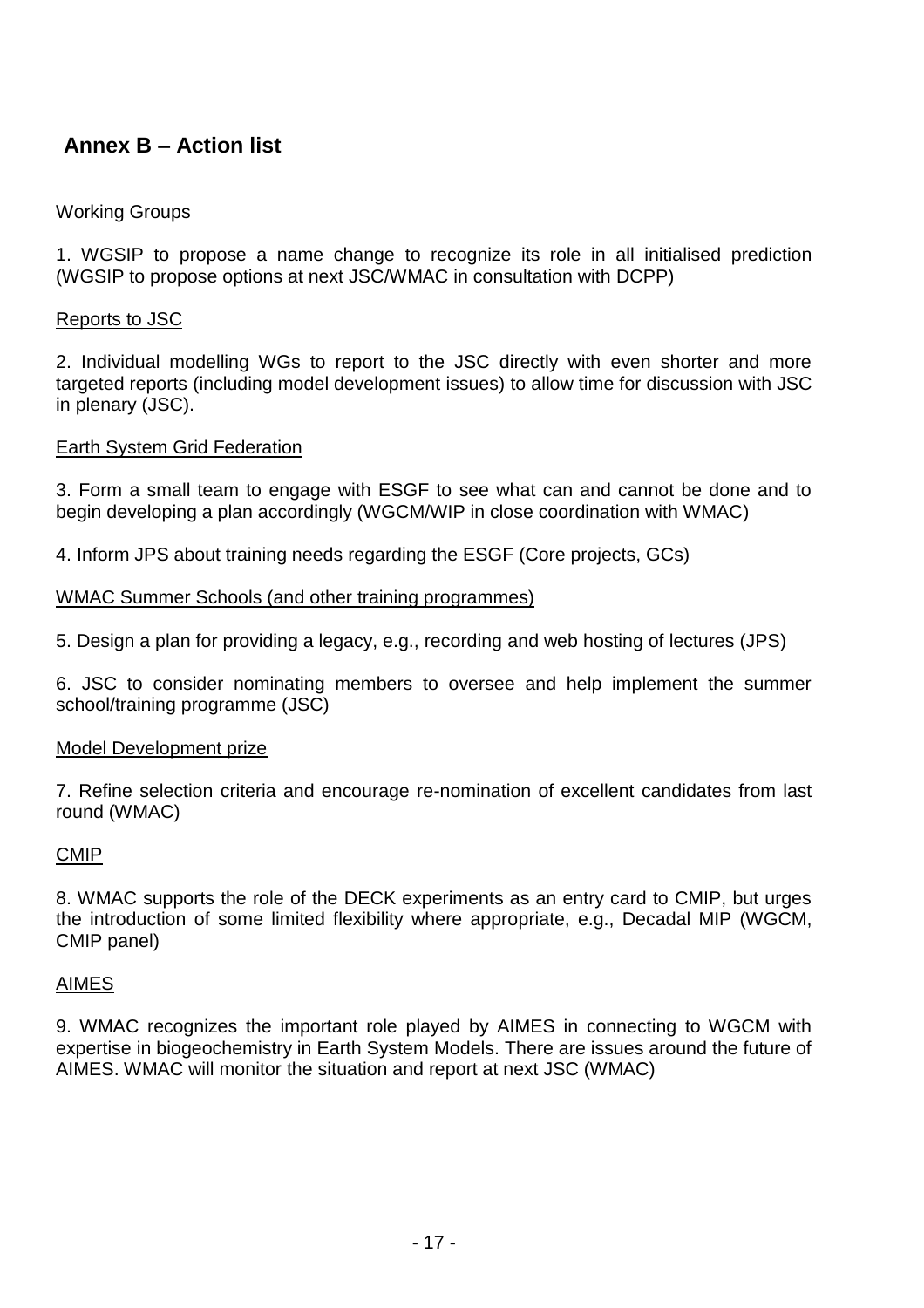## Annex B – Action list

Working Groups

1. WGSIP to propose a name change to recognize its role in all initialised prediction (WGSIP to propose options at next JSC/WMAC in consultation with DCPP)

Reports to JSC

2. Individual modelling WGs to report to the JSC directly with even shorter and more targeted reports (including model development issues) to allow time for discussion with JSC in plenary (JSC).

Earth System Grid Federation

3. Form a small team to engage with ESGF to see what can and cannot be done and to begin developing a plan accordingly (WGCM/WIP in close coordination with WMAC)

4. Inform JPS about training needs regarding the ESGF (Core projects, GCs)

WMAC Summer Schools (and other training programmes)

5. Design a plan for providing a legacy, e.g., recording and web hosting of lectures (JPS)

6. JSC to consider nominating members to oversee and help implement the summer school/training programme (JSC)

Model Development prize

7. Refine selection criteria and encourage re-nomination of excellent candidates from last round (WMAC)

CMIP

8. WMAC supports the role of the DECK experiments as an entry card to CMIP, but urges the introduction of some limited flexibility where appropriate, e.g., Decadal MIP (WGCM, CMIP panel)

AIMES

9. WMAC recognizes the important role played by AIMES in connecting to WGCM with expertise in biogeochemistry in Earth System Models. There are issues around the future of AIMES. WMAC will monitor the situation and report at next JSC (WMAC)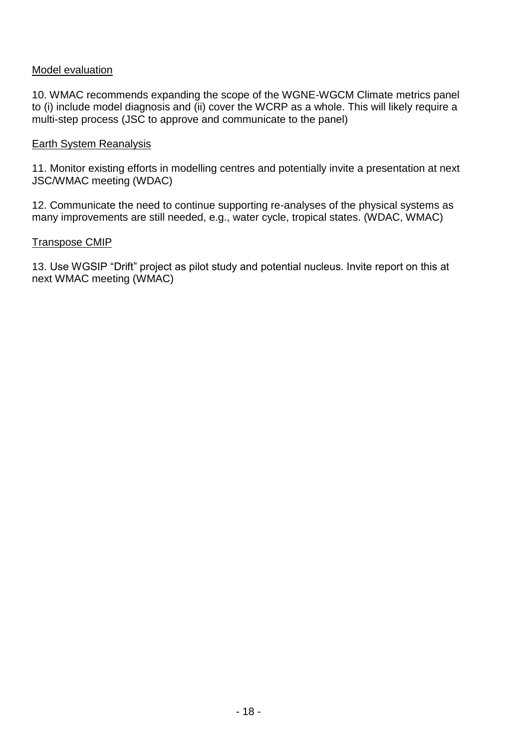Model evaluation

10. WMAC recommends expanding the scope of the WGNE-WGCM Climate metrics panel to (i) include model diagnosis and (ii) cover the WCRP as a whole. This will likely require a multi-step process (JSC to approve and communicate to the panel)

Earth System Reanalysis

11. Monitor existing efforts in modelling centres and potentially invite a presentation at next JSC/WMAC meeting (WDAC)

12. Communicate the need to continue supporting re-analyses of the physical systems as many improvements are still needed, e.g., water cycle, tropical states. (WDAC, WMAC)

Transpose CMIP

13. Use WGSIP "Drift" project as pilot study and potential nucleus. Invite report on this at next WMAC meeting (WMAC)